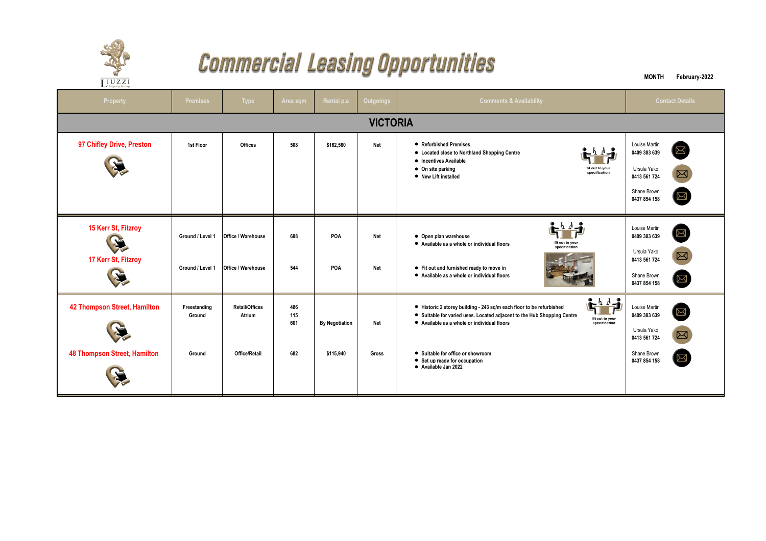# Commercial Leasing Opportunities

**MONTH** February-2022

| Property | Premises | Type | Area sqm | Rental p.a | Outgoings | Comments & Availability | Contact Details |
|---|---|---|---|---|---|---|---|
| **VICTORIA** | | | | | | | |
| **97 Chifley Drive, Preston** | 1st Floor | Offices | 508 | $162,560 | Net | • Refurbished Premises<br>• Located close to Northland Shopping Centre<br>• Incentives Available<br>• On site parking<br>• New Lift installed<br>fit out to your specification | Louise Martin 0409 383 639<br>Ursula Yako 0413 561 724<br>Shane Brown 0437 854 158 |
| **15 Kerr St, Fitzroy** | Ground / Level 1 | Office / Warehouse | 688 | POA | Net | • Open plan warehouse<br>• Available as a whole or individual floors<br>fit out to your specification | Louise Martin 0409 383 639<br>Ursula Yako 0413 561 724<br>Shane Brown 0437 854 158 |
| **17 Kerr St, Fitzroy** | Ground / Level 1 | Office / Warehouse | 544 | POA | Net | • Fit out and furnished ready to move in<br>• Available as a whole or individual floors | |
| **42 Thompson Street, Hamilton** | Freestanding<br>Ground | Retail/Offices<br>Atrium | 486<br>115<br>601 | By Negotiation | Net | • Historic 2 storey building - 243 sq/m each floor to be refurbished<br>• Suitable for varied uses. Located adjacent to the Hub Shopping Centre<br>• Available as a whole or individual floors<br>fit out to your specification | Louise Martin 0409 383 639<br>Ursula Yako 0413 561 724<br>Shane Brown 0437 854 158 |
| **48 Thompson Street, Hamilton** | Ground | Office/Retail | 682 | $115,940 | Gross | • Suitable for office or showroom<br>• Set up ready for occupation<br>• Available Jan 2022 | |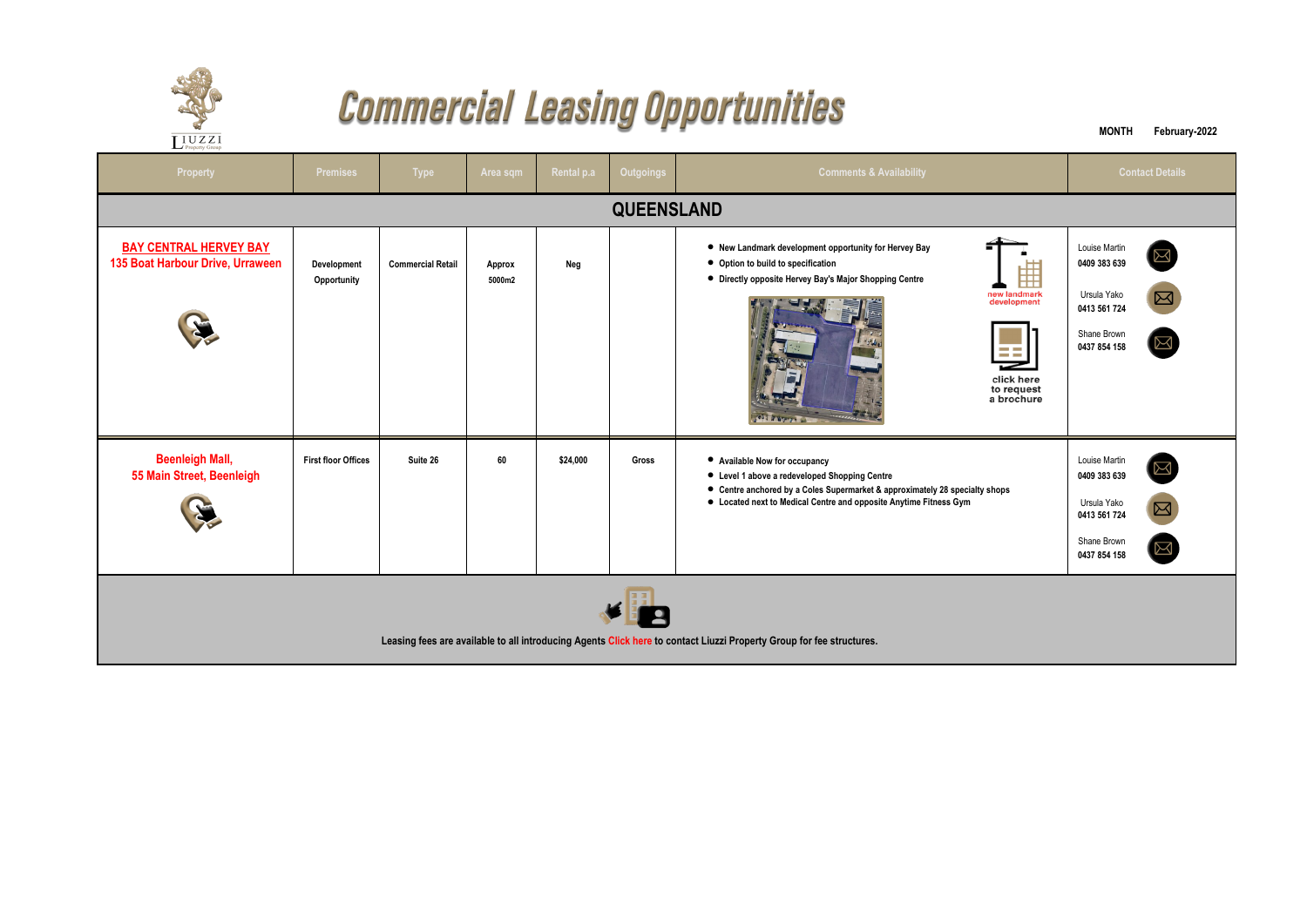# Commercial Leasing Opportunities

**MONTH** **February-2022**

| Property | Premises | Type | Area sqm | Rental p.a | Outgoings | Comments & Availability | Contact Details |
|---|---|---|---|---|---|---|---|
| **QUEENSLAND** | | | | | | | |
| **BAY CENTRAL HERVEY BAY** **135 Boat Harbour Drive, Urraween** | Development Opportunity | Commercial Retail | Approx 5000m2 | Neg | | • New Landmark development opportunity for Hervey Bay • Option to build to specification • Directly opposite Hervey Bay's Major Shopping Centre new landmark development click here to request a brochure | Louise Martin 0409 383 639 Ursula Yako 0413 561 724 Shane Brown 0437 854 158 |
| **Beenleigh Mall, 55 Main Street, Beenleigh** | First floor Offices | Suite 26 | 60 | $24,000 | Gross | • Available Now for occupancy • Level 1 above a redeveloped Shopping Centre • Centre anchored by a Coles Supermarket & approximately 28 specialty shops • Located next to Medical Centre and opposite Anytime Fitness Gym | Louise Martin 0409 383 639 Ursula Yako 0413 561 724 Shane Brown 0437 854 158 |

Leasing fees are available to all introducing Agents Click here to contact Liuzzi Property Group for fee structures.